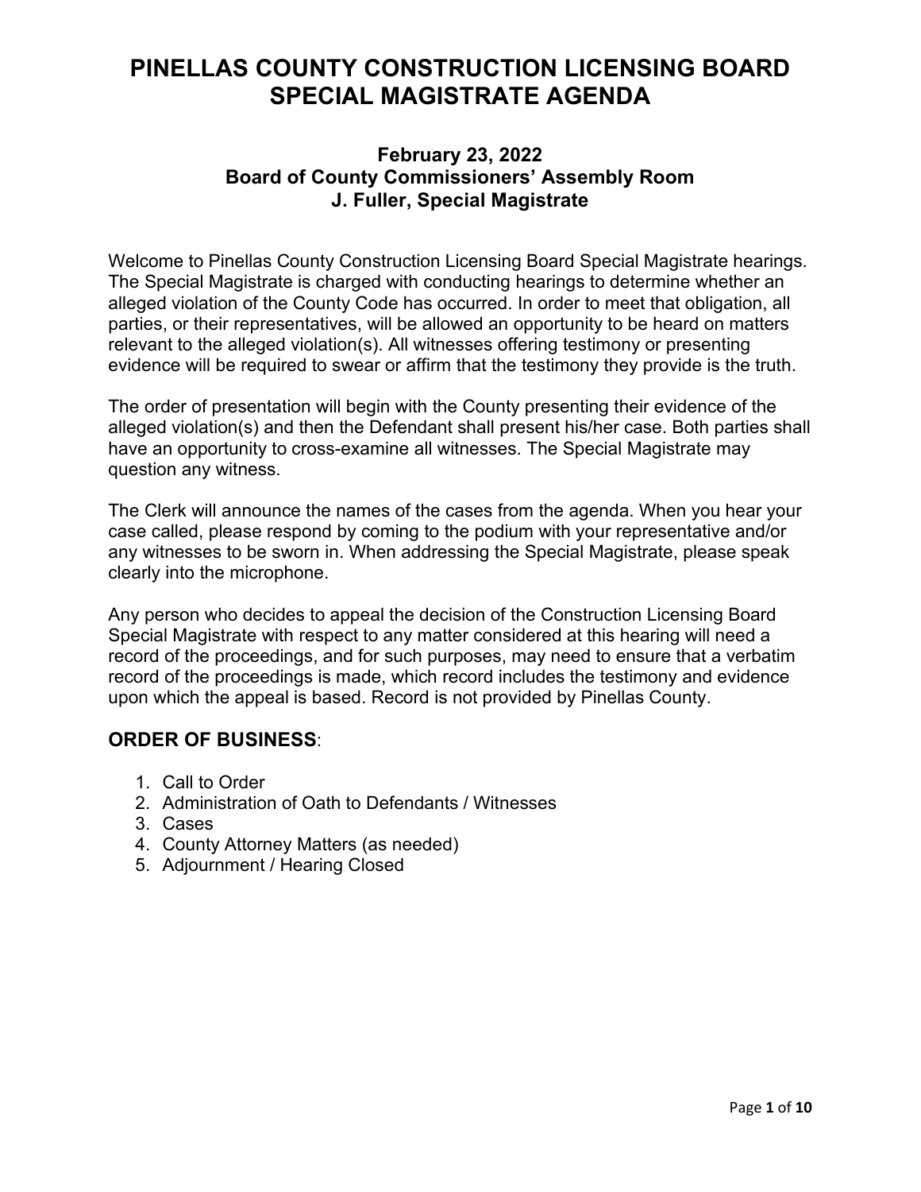# PINELLAS COUNTY CONSTRUCTION LICENSING BOARD SPECIAL MAGISTRATE AGENDA

### February 23, 2022
### Board of County Commissioners' Assembly Room
### J. Fuller, Special Magistrate

Welcome to Pinellas County Construction Licensing Board Special Magistrate hearings. The Special Magistrate is charged with conducting hearings to determine whether an alleged violation of the County Code has occurred. In order to meet that obligation, all parties, or their representatives, will be allowed an opportunity to be heard on matters relevant to the alleged violation(s). All witnesses offering testimony or presenting evidence will be required to swear or affirm that the testimony they provide is the truth.

The order of presentation will begin with the County presenting their evidence of the alleged violation(s) and then the Defendant shall present his/her case. Both parties shall have an opportunity to cross-examine all witnesses. The Special Magistrate may question any witness.

The Clerk will announce the names of the cases from the agenda. When you hear your case called, please respond by coming to the podium with your representative and/or any witnesses to be sworn in. When addressing the Special Magistrate, please speak clearly into the microphone.

Any person who decides to appeal the decision of the Construction Licensing Board Special Magistrate with respect to any matter considered at this hearing will need a record of the proceedings, and for such purposes, may need to ensure that a verbatim record of the proceedings is made, which record includes the testimony and evidence upon which the appeal is based. Record is not provided by Pinellas County.

## ORDER OF BUSINESS:

1. Call to Order
2. Administration of Oath to Defendants / Witnesses
3. Cases
4. County Attorney Matters (as needed)
5. Adjournment / Hearing Closed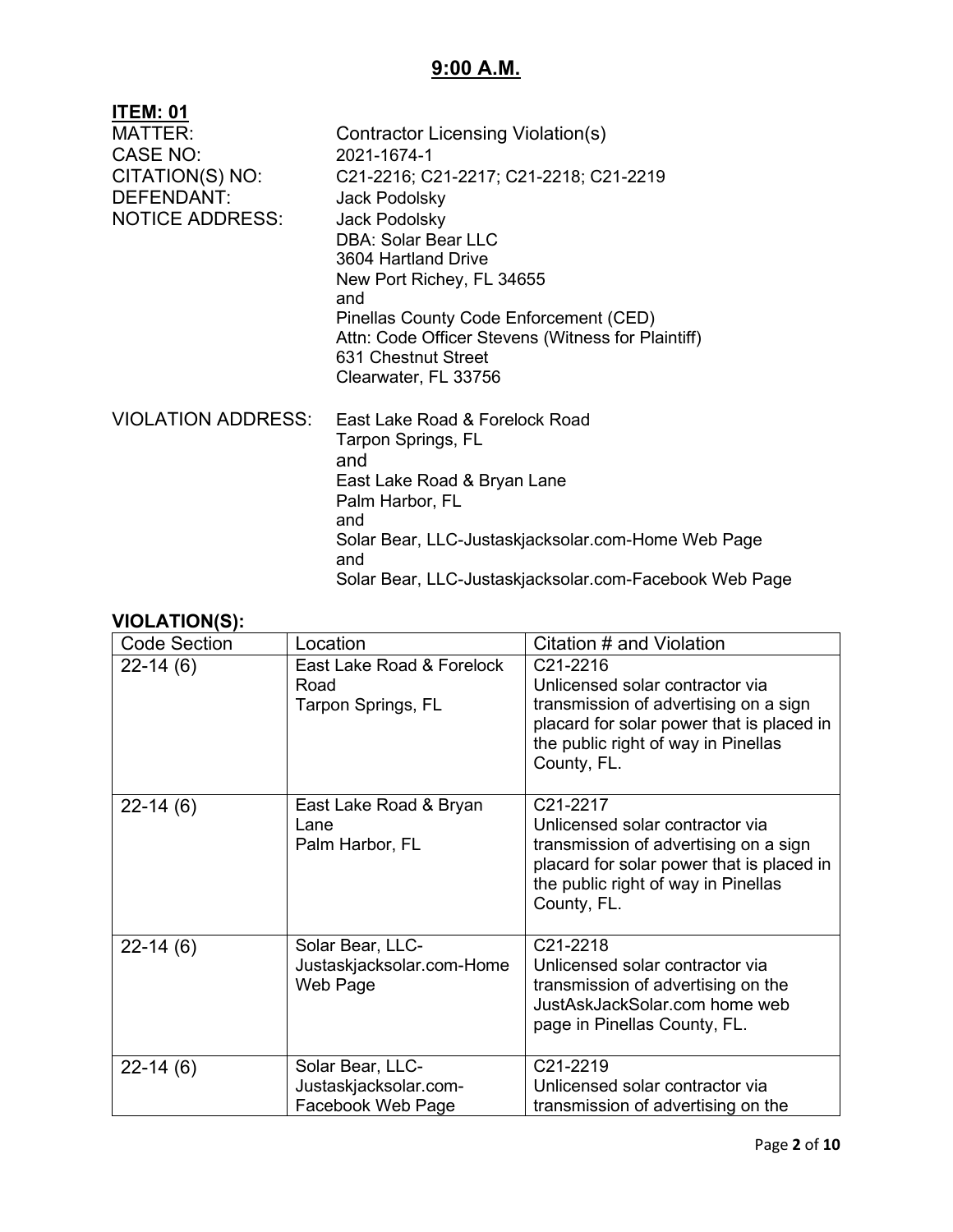## 9:00 A.M.

**ITEM: 01**

MATTER: Contractor Licensing Violation(s)
CASE NO: 2021-1674-1
CITATION(S) NO: C21-2216; C21-2217; C21-2218; C21-2219
DEFENDANT: Jack Podolsky
NOTICE ADDRESS: Jack Podolsky
DBA: Solar Bear LLC
3604 Hartland Drive
New Port Richey, FL 34655
and
Pinellas County Code Enforcement (CED)
Attn: Code Officer Stevens (Witness for Plaintiff)
631 Chestnut Street
Clearwater, FL 33756

VIOLATION ADDRESS: East Lake Road & Forelock Road
Tarpon Springs, FL
and
East Lake Road & Bryan Lane
Palm Harbor, FL
and
Solar Bear, LLC-Justaskjacksolar.com-Home Web Page
and
Solar Bear, LLC-Justaskjacksolar.com-Facebook Web Page

**VIOLATION(S):**

| Code Section | Location | Citation # and Violation |
|---|---|---|
| 22-14 (6) | East Lake Road & Forelock Road Tarpon Springs, FL | C21-2216 Unlicensed solar contractor via transmission of advertising on a sign placard for solar power that is placed in the public right of way in Pinellas County, FL. |
| 22-14 (6) | East Lake Road & Bryan Lane Palm Harbor, FL | C21-2217 Unlicensed solar contractor via transmission of advertising on a sign placard for solar power that is placed in the public right of way in Pinellas County, FL. |
| 22-14 (6) | Solar Bear, LLC-Justaskjacksolar.com-Home Web Page | C21-2218 Unlicensed solar contractor via transmission of advertising on the JustAskJackSolar.com home web page in Pinellas County, FL. |
| 22-14 (6) | Solar Bear, LLC-Justaskjacksolar.com-Facebook Web Page | C21-2219 Unlicensed solar contractor via transmission of advertising on the |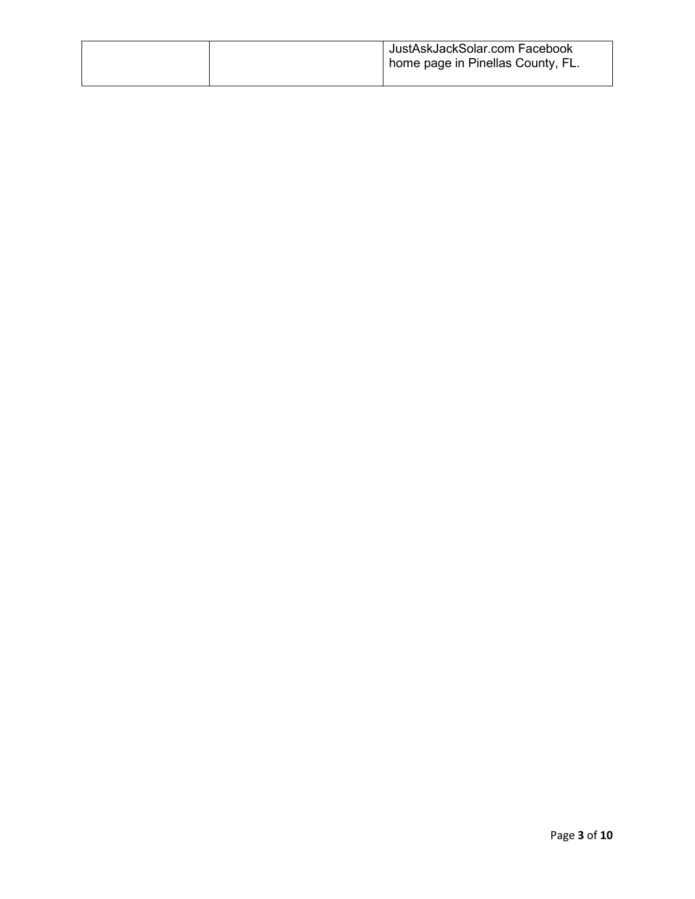|  |  |  |
|---|---|---|
|  |  | JustAskJackSolar.com Facebook home page in Pinellas County, FL. |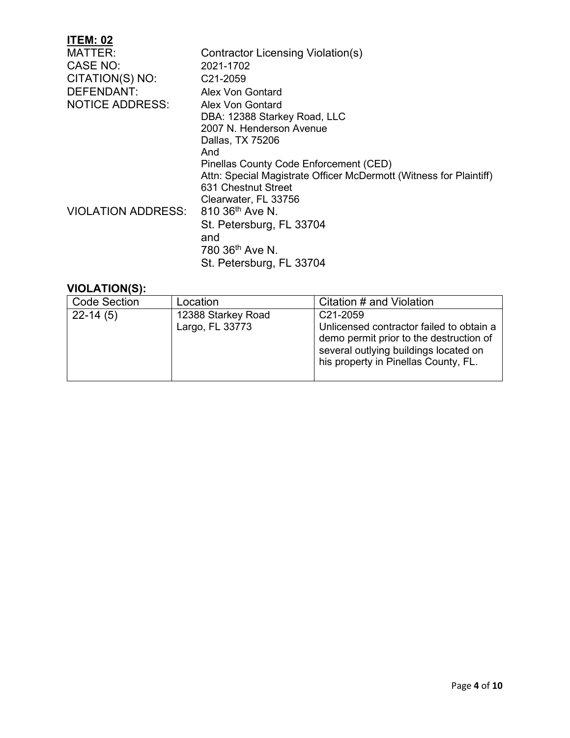**ITEM: 02**

MATTER: Contractor Licensing Violation(s)

CASE NO: 2021-1702

CITATION(S) NO: C21-2059

DEFENDANT: Alex Von Gontard

NOTICE ADDRESS: Alex Von Gontard
DBA: 12388 Starkey Road, LLC
2007 N. Henderson Avenue
Dallas, TX 75206
And
Pinellas County Code Enforcement (CED)
Attn: Special Magistrate Officer McDermott (Witness for Plaintiff)
631 Chestnut Street
Clearwater, FL 33756

VIOLATION ADDRESS: 810 36th Ave N.
St. Petersburg, FL 33704
and
780 36th Ave N.
St. Petersburg, FL 33704

**VIOLATION(S):**

| Code Section | Location | Citation # and Violation |
|---|---|---|
| 22-14 (5) | 12388 Starkey Road Largo, FL 33773 | C21-2059 Unlicensed contractor failed to obtain a demo permit prior to the destruction of several outlying buildings located on his property in Pinellas County, FL. |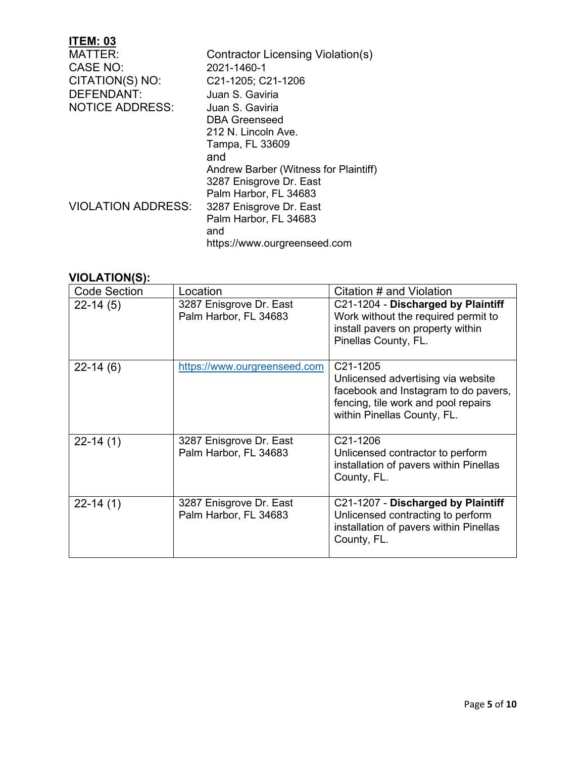**ITEM: 03**

| | |
|---|---|
| MATTER: | Contractor Licensing Violation(s) |
| CASE NO: | 2021-1460-1 |
| CITATION(S) NO: | C21-1205; C21-1206 |
| DEFENDANT: | Juan S. Gaviria |
| NOTICE ADDRESS: | Juan S. Gaviria<br>DBA Greenseed<br>212 N. Lincoln Ave.<br>Tampa, FL 33609<br>and<br>Andrew Barber (Witness for Plaintiff)<br>3287 Enisgrove Dr. East<br>Palm Harbor, FL 34683 |
| VIOLATION ADDRESS: | 3287 Enisgrove Dr. East<br>Palm Harbor, FL 34683<br>and<br>https://www.ourgreenseed.com |

**VIOLATION(S):**

| Code Section | Location | Citation # and Violation |
|---|---|---|
| 22-14 (5) | 3287 Enisgrove Dr. East<br>Palm Harbor, FL 34683 | C21-1204 - **Discharged by Plaintiff**<br>Work without the required permit to install pavers on property within Pinellas County, FL. |
| 22-14 (6) | https://www.ourgreenseed.com | C21-1205<br>Unlicensed advertising via website facebook and Instagram to do pavers, fencing, tile work and pool repairs within Pinellas County, FL. |
| 22-14 (1) | 3287 Enisgrove Dr. East<br>Palm Harbor, FL 34683 | C21-1206<br>Unlicensed contractor to perform installation of pavers within Pinellas County, FL. |
| 22-14 (1) | 3287 Enisgrove Dr. East<br>Palm Harbor, FL 34683 | C21-1207 - **Discharged by Plaintiff**<br>Unlicensed contracting to perform installation of pavers within Pinellas County, FL. |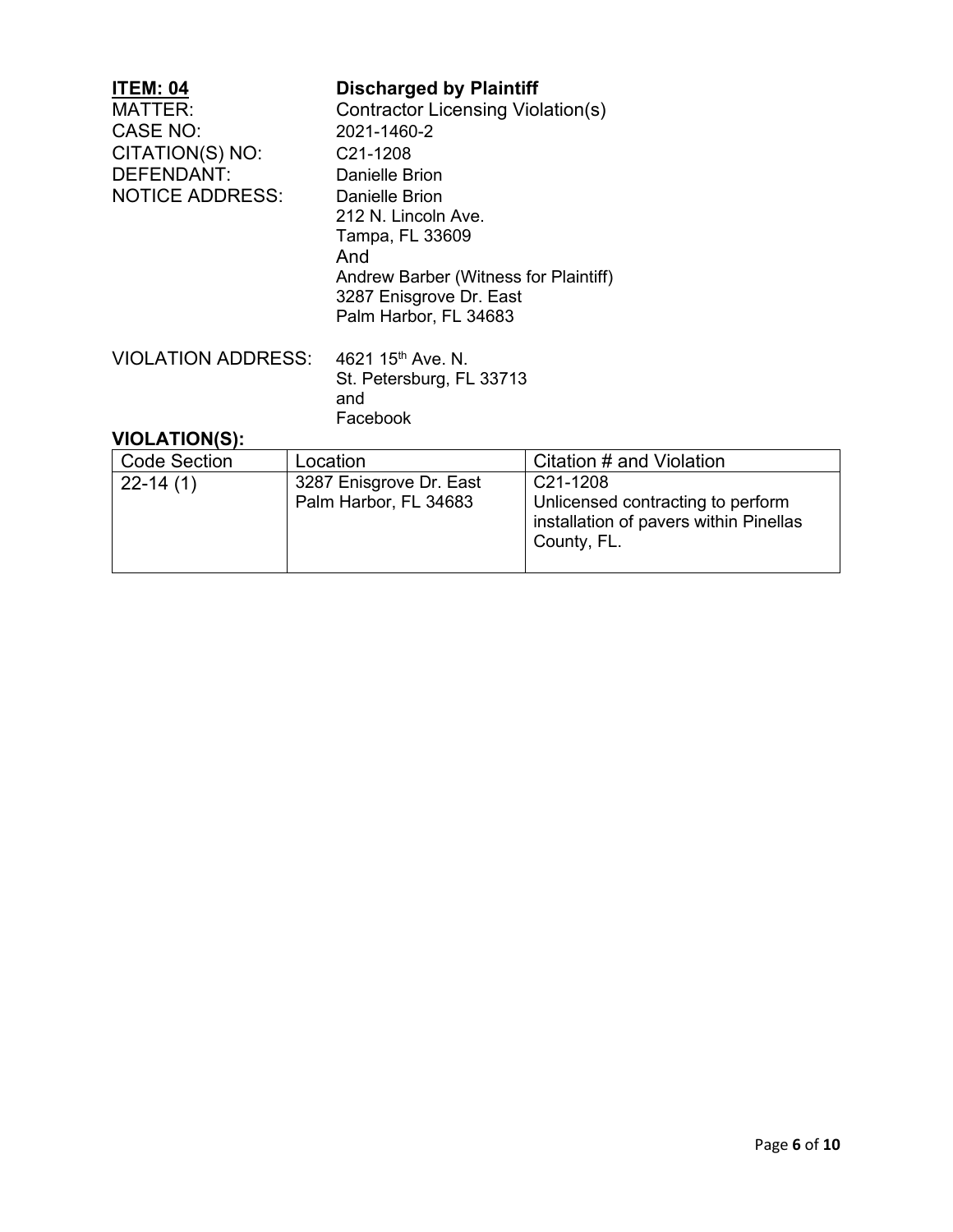**ITEM: 04** **Discharged by Plaintiff**

MATTER: Contractor Licensing Violation(s)

CASE NO: 2021-1460-2

CITATION(S) NO: C21-1208

DEFENDANT: Danielle Brion

NOTICE ADDRESS: Danielle Brion
212 N. Lincoln Ave.
Tampa, FL 33609
And
Andrew Barber (Witness for Plaintiff)
3287 Enisgrove Dr. East
Palm Harbor, FL 34683

VIOLATION ADDRESS: 4621 15th Ave. N.
St. Petersburg, FL 33713
and
Facebook

**VIOLATION(S):**

| Code Section | Location | Citation # and Violation |
|---|---|---|
| 22-14 (1) | 3287 Enisgrove Dr. East Palm Harbor, FL 34683 | C21-1208 Unlicensed contracting to perform installation of pavers within Pinellas County, FL. |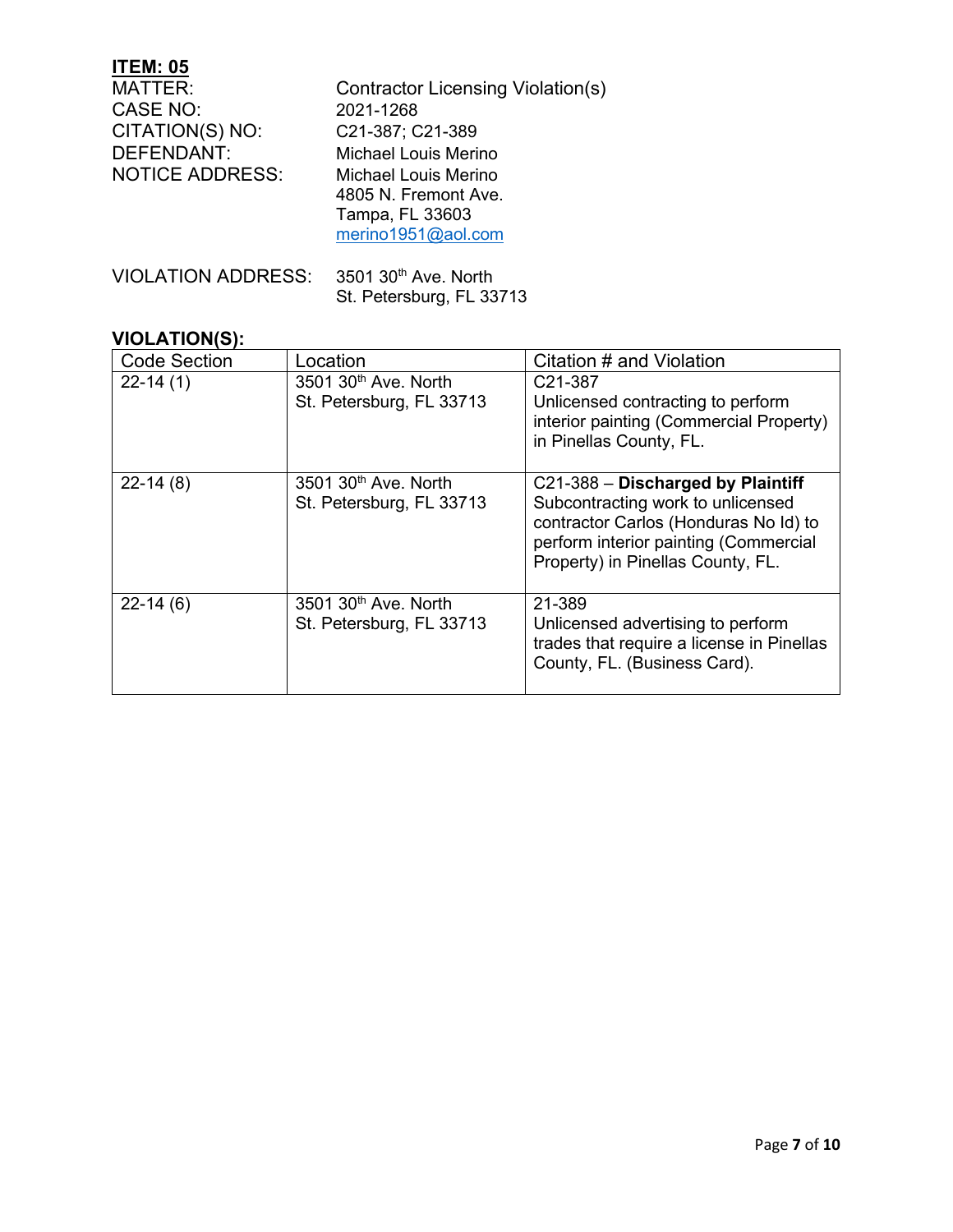**ITEM: 05**

MATTER: Contractor Licensing Violation(s)
CASE NO: 2021-1268
CITATION(S) NO: C21-387; C21-389
DEFENDANT: Michael Louis Merino
NOTICE ADDRESS: Michael Louis Merino
4805 N. Fremont Ave.
Tampa, FL 33603
merino1951@aol.com

VIOLATION ADDRESS: 3501 30th Ave. North
St. Petersburg, FL 33713

**VIOLATION(S):**

| Code Section | Location | Citation # and Violation |
|---|---|---|
| 22-14 (1) | 3501 30th Ave. North St. Petersburg, FL 33713 | C21-387 Unlicensed contracting to perform interior painting (Commercial Property) in Pinellas County, FL. |
| 22-14 (8) | 3501 30th Ave. North St. Petersburg, FL 33713 | C21-388 – **Discharged by Plaintiff** Subcontracting work to unlicensed contractor Carlos (Honduras No Id) to perform interior painting (Commercial Property) in Pinellas County, FL. |
| 22-14 (6) | 3501 30th Ave. North St. Petersburg, FL 33713 | 21-389 Unlicensed advertising to perform trades that require a license in Pinellas County, FL. (Business Card). |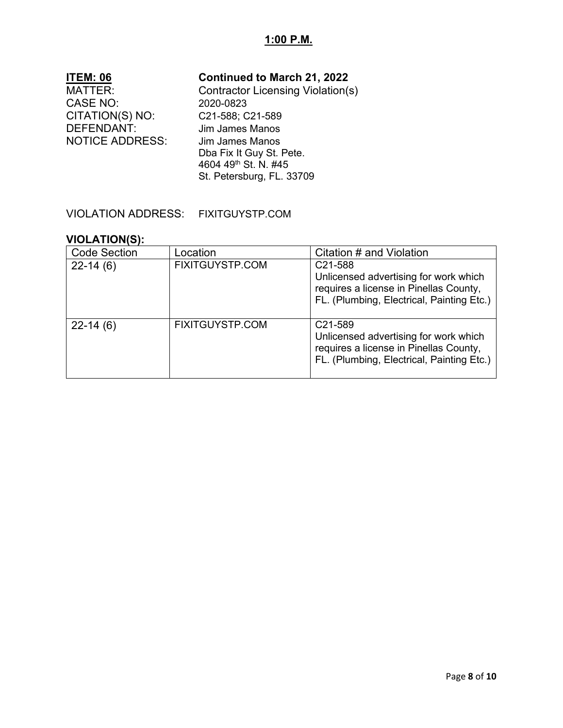**1:00 P.M.**

**ITEM: 06** **Continued to March 21, 2022**

MATTER: Contractor Licensing Violation(s)
CASE NO: 2020-0823
CITATION(S) NO: C21-588; C21-589
DEFENDANT: Jim James Manos
NOTICE ADDRESS: Jim James Manos
Dba Fix It Guy St. Pete.
4604 49th St. N. #45
St. Petersburg, FL. 33709

VIOLATION ADDRESS: FIXITGUYSTP.COM

**VIOLATION(S):**

| Code Section | Location | Citation # and Violation |
| --- | --- | --- |
| 22-14 (6) | FIXITGUYSTP.COM | C21-588<br>Unlicensed advertising for work which requires a license in Pinellas County, FL. (Plumbing, Electrical, Painting Etc.) |
| 22-14 (6) | FIXITGUYSTP.COM | C21-589<br>Unlicensed advertising for work which requires a license in Pinellas County, FL. (Plumbing, Electrical, Painting Etc.) |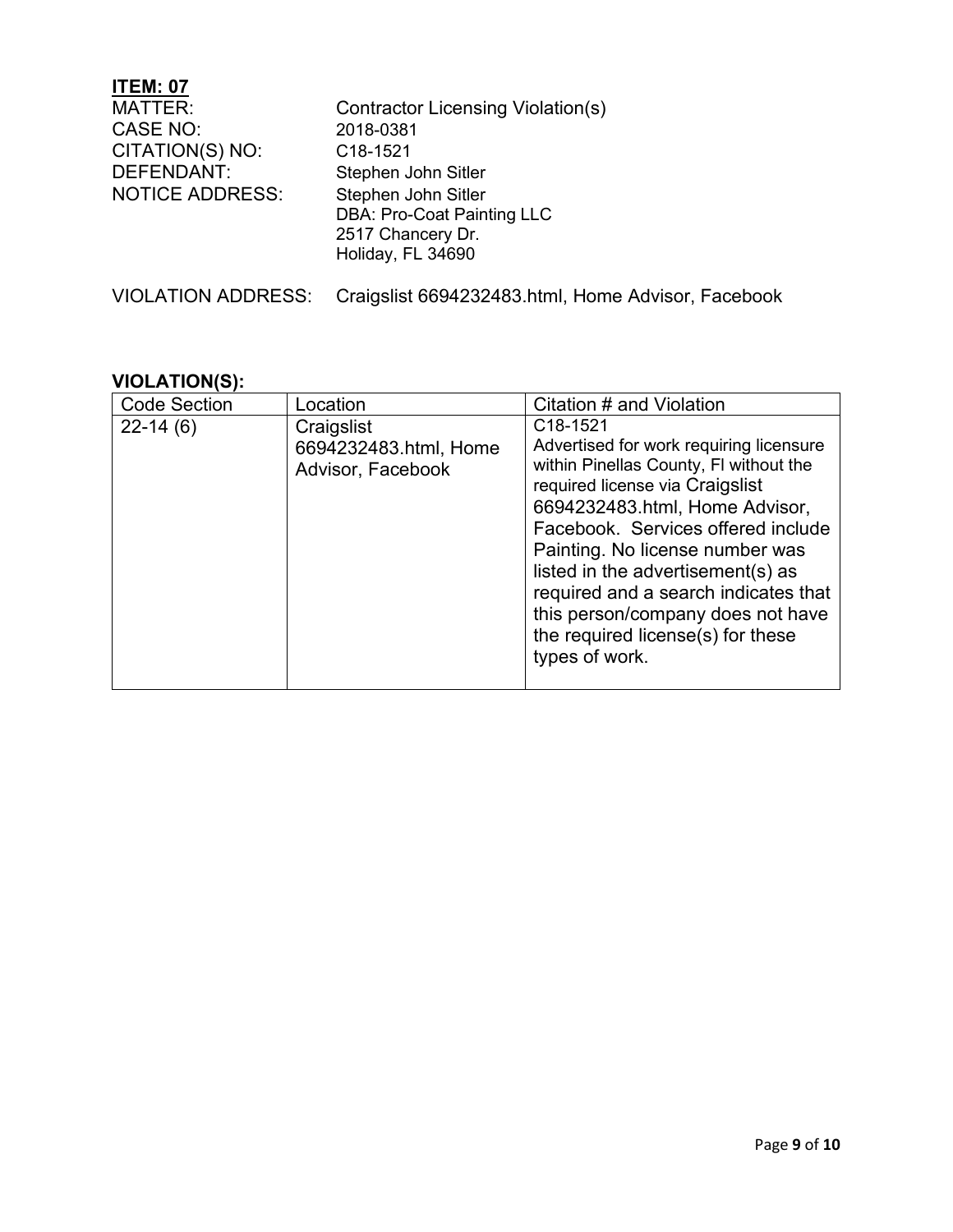**ITEM: 07**

MATTER: Contractor Licensing Violation(s)
CASE NO: 2018-0381
CITATION(S) NO: C18-1521
DEFENDANT: Stephen John Sitler
NOTICE ADDRESS: Stephen John Sitler
DBA: Pro-Coat Painting LLC
2517 Chancery Dr.
Holiday, FL 34690

VIOLATION ADDRESS: Craigslist 6694232483.html, Home Advisor, Facebook

**VIOLATION(S):**

| Code Section | Location | Citation # and Violation |
|---|---|---|
| 22-14 (6) | Craigslist 6694232483.html, Home Advisor, Facebook | C18-1521 Advertised for work requiring licensure within Pinellas County, Fl without the required license via Craigslist 6694232483.html, Home Advisor, Facebook. Services offered include Painting. No license number was listed in the advertisement(s) as required and a search indicates that this person/company does not have the required license(s) for these types of work. |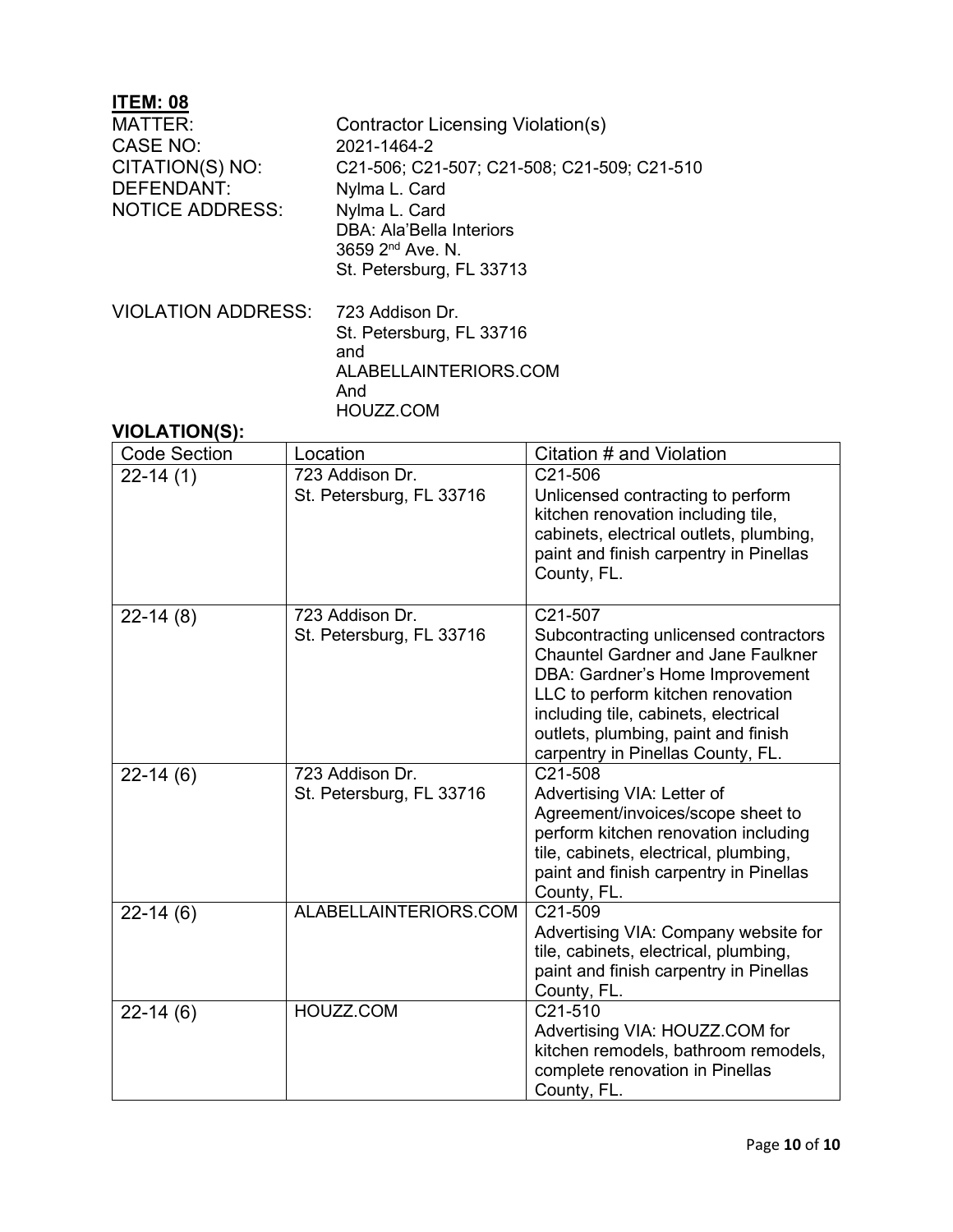## ITEM: 08

MATTER: Contractor Licensing Violation(s)
CASE NO: 2021-1464-2
CITATION(S) NO: C21-506; C21-507; C21-508; C21-509; C21-510
DEFENDANT: Nylma L. Card
NOTICE ADDRESS: Nylma L. Card
DBA: Ala'Bella Interiors
3659 2nd Ave. N.
St. Petersburg, FL 33713

VIOLATION ADDRESS: 723 Addison Dr.
St. Petersburg, FL 33716
and
ALABELLAINTERIORS.COM
And
HOUZZ.COM

**VIOLATION(S):**

| Code Section | Location | Citation # and Violation |
|---|---|---|
| 22-14 (1) | 723 Addison Dr. St. Petersburg, FL 33716 | C21-506 Unlicensed contracting to perform kitchen renovation including tile, cabinets, electrical outlets, plumbing, paint and finish carpentry in Pinellas County, FL. |
| 22-14 (8) | 723 Addison Dr. St. Petersburg, FL 33716 | C21-507 Subcontracting unlicensed contractors Chauntel Gardner and Jane Faulkner DBA: Gardner's Home Improvement LLC to perform kitchen renovation including tile, cabinets, electrical outlets, plumbing, paint and finish carpentry in Pinellas County, FL. |
| 22-14 (6) | 723 Addison Dr. St. Petersburg, FL 33716 | C21-508 Advertising VIA: Letter of Agreement/invoices/scope sheet to perform kitchen renovation including tile, cabinets, electrical, plumbing, paint and finish carpentry in Pinellas County, FL. |
| 22-14 (6) | ALABELLAINTERIORS.COM | C21-509 Advertising VIA: Company website for tile, cabinets, electrical, plumbing, paint and finish carpentry in Pinellas County, FL. |
| 22-14 (6) | HOUZZ.COM | C21-510 Advertising VIA: HOUZZ.COM for kitchen remodels, bathroom remodels, complete renovation in Pinellas County, FL. |